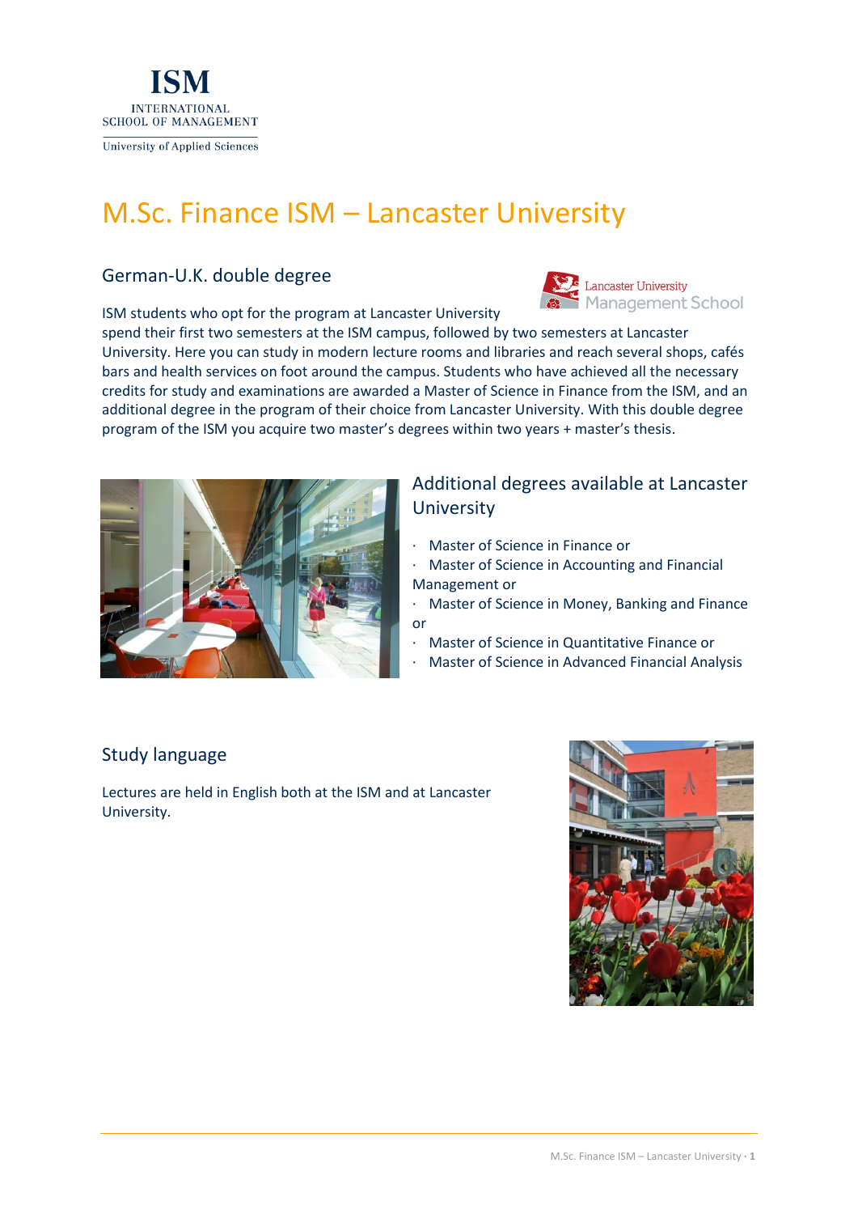# M.Sc. Finance ISM – Lancaster University

## German-U.K. double degree

ISM students who opt for the program at Lancaster University spend their first two semesters at the ISM campus, followed by two semesters at Lancaster University. Here you can study in modern lecture rooms and libraries and reach several shops, cafés bars and health services on foot around the campus. Students who have achieved all the necessary credits for study and examinations are awarded a Master of Science in Finance from the ISM, and an additional degree in the program of their choice from Lancaster University. With this double degree program of the ISM you acquire two master's degrees within two years + master's thesis.

## Additional degrees available at Lancaster University

- Master of Science in Finance or
- Master of Science in Accounting and Financial Management or
- Master of Science in Money, Banking and Finance or
- Master of Science in Quantitative Finance or
- Master of Science in Advanced Financial Analysis

## Study language

Lectures are held in English both at the ISM and at Lancaster University.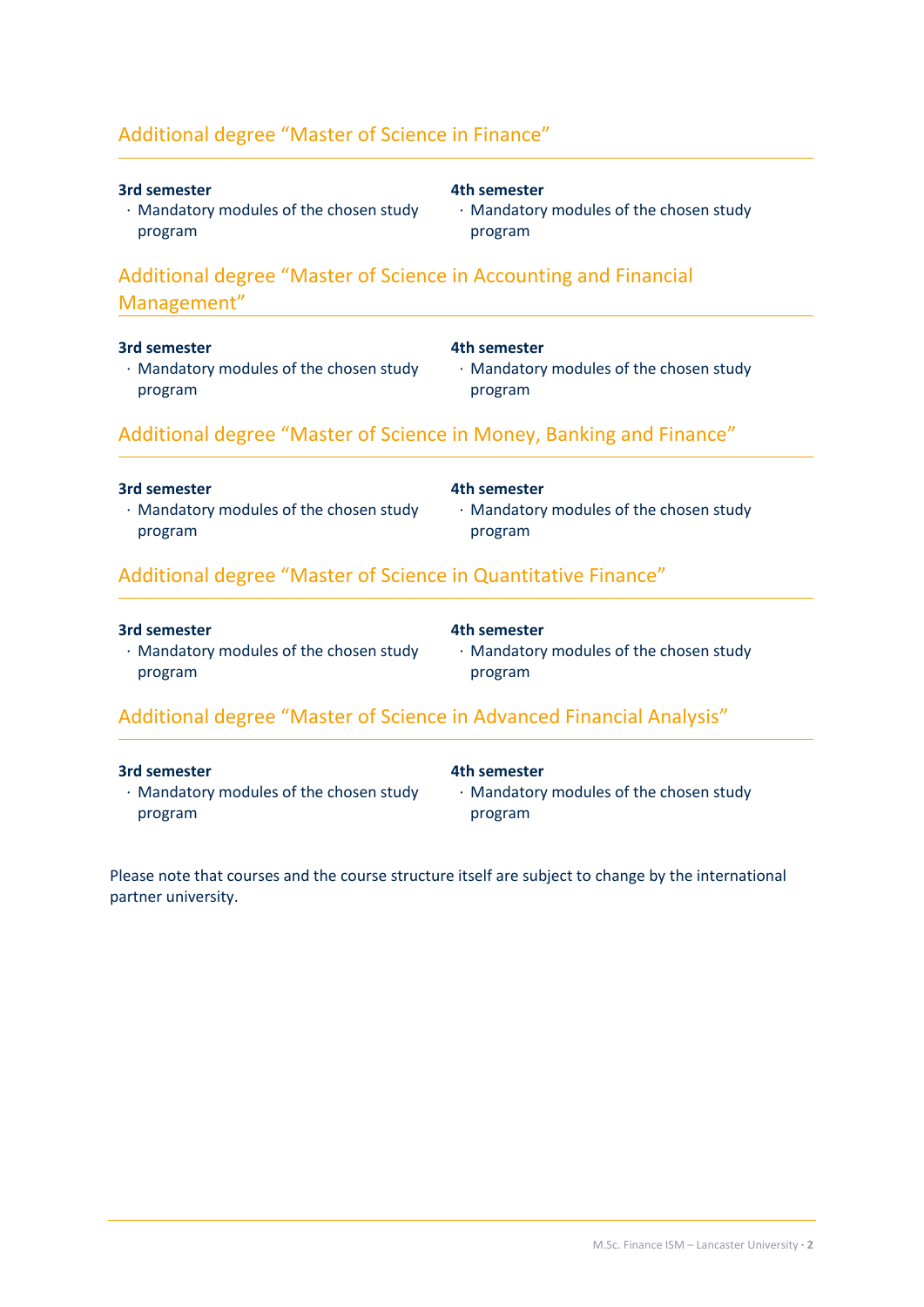## Additional degree “Master of Science in Finance”

**3rd semester**
- Mandatory modules of the chosen study program

**4th semester**
- Mandatory modules of the chosen study program

## Additional degree “Master of Science in Accounting and Financial Management”

**3rd semester**
- Mandatory modules of the chosen study program

**4th semester**
- Mandatory modules of the chosen study program

## Additional degree “Master of Science in Money, Banking and Finance”

**3rd semester**
- Mandatory modules of the chosen study program

**4th semester**
- Mandatory modules of the chosen study program

## Additional degree “Master of Science in Quantitative Finance”

**3rd semester**
- Mandatory modules of the chosen study program

**4th semester**
- Mandatory modules of the chosen study program

## Additional degree “Master of Science in Advanced Financial Analysis”

**3rd semester**
- Mandatory modules of the chosen study program

**4th semester**
- Mandatory modules of the chosen study program

Please note that courses and the course structure itself are subject to change by the international partner university.